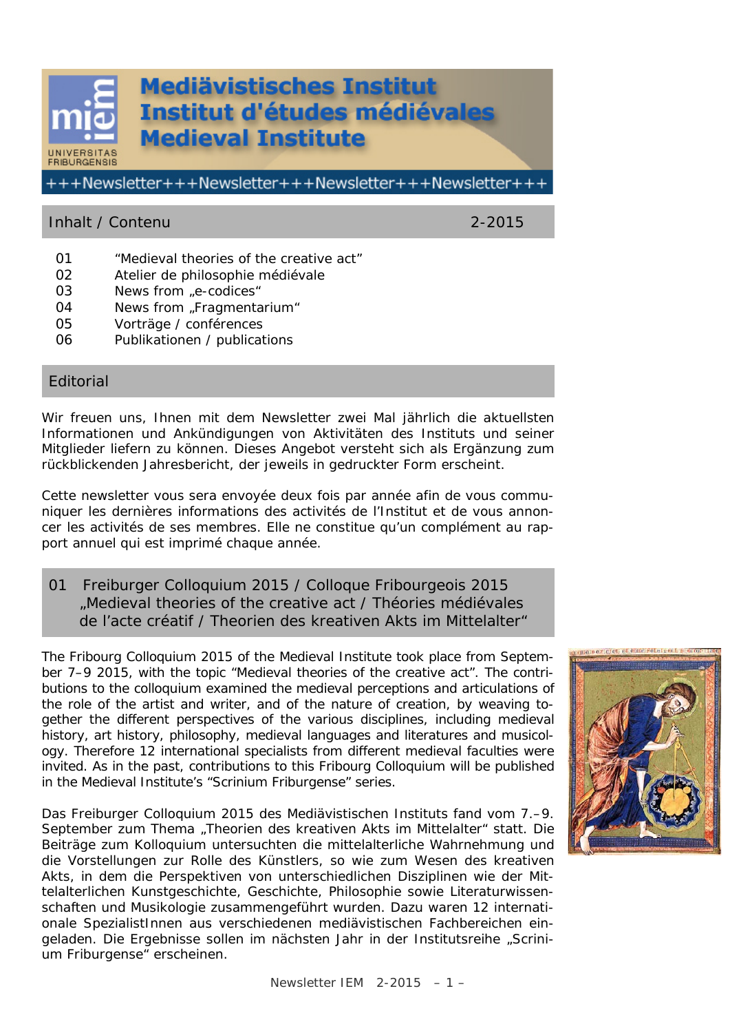# Mediävistisches Institut
# Institut d'études médiévales
# Medieval Institute

UNIVERSITAS FRIBURGENSIS

+++Newsletter+++Newsletter+++Newsletter+++Newsletter+++

## Inhalt / Contenu 2-2015

| | |
|---|---|
| 01 | "Medieval theories of the creative act" |
| 02 | Atelier de philosophie médiévale |
| 03 | News from „e-codices" |
| 04 | News from „Fragmentarium" |
| 05 | Vorträge / conférences |
| 06 | Publikationen / publications |

## Editorial

Wir freuen uns, Ihnen mit dem Newsletter zwei Mal jährlich die aktuellsten Informationen und Ankündigungen von Aktivitäten des Instituts und seiner Mitglieder liefern zu können. Dieses Angebot versteht sich als Ergänzung zum rückblickenden Jahresbericht, der jeweils in gedruckter Form erscheint.

Cette newsletter vous sera envoyée deux fois par année afin de vous communiquer les dernières informations des activités de l'Institut et de vous annoncer les activités de ses membres. Elle ne constitue qu'un complément au rapport annuel qui est imprimé chaque année.

## 01 Freiburger Colloquium 2015 / Colloque Fribourgeois 2015 „Medieval theories of the creative act / Théories médiévales de l'acte créatif / Theorien des kreativen Akts im Mittelalter"

The Fribourg Colloquium 2015 of the Medieval Institute took place from September 7–9 2015, with the topic "Medieval theories of the creative act". The contributions to the colloquium examined the medieval perceptions and articulations of the role of the artist and writer, and of the nature of creation, by weaving together the different perspectives of the various disciplines, including medieval history, art history, philosophy, medieval languages and literatures and musicology. Therefore 12 international specialists from different medieval faculties were invited. As in the past, contributions to this Fribourg Colloquium will be published in the Medieval Institute's "Scrinium Friburgense" series.

Das Freiburger Colloquium 2015 des Mediävistischen Instituts fand vom 7.–9. September zum Thema „Theorien des kreativen Akts im Mittelalter" statt. Die Beiträge zum Kolloquium untersuchten die mittelalterliche Wahrnehmung und die Vorstellungen zur Rolle des Künstlers, so wie zum Wesen des kreativen Akts, in dem die Perspektiven von unterschiedlichen Disziplinen wie der Mittelalterlichen Kunstgeschichte, Geschichte, Philosophie sowie Literaturwissenschaften und Musikologie zusammengeführt wurden. Dazu waren 12 internationale SpezialistInnen aus verschiedenen mediävistischen Fachbereichen eingeladen. Die Ergebnisse sollen im nächsten Jahr in der Institutsreihe „Scrinium Friburgense" erscheinen.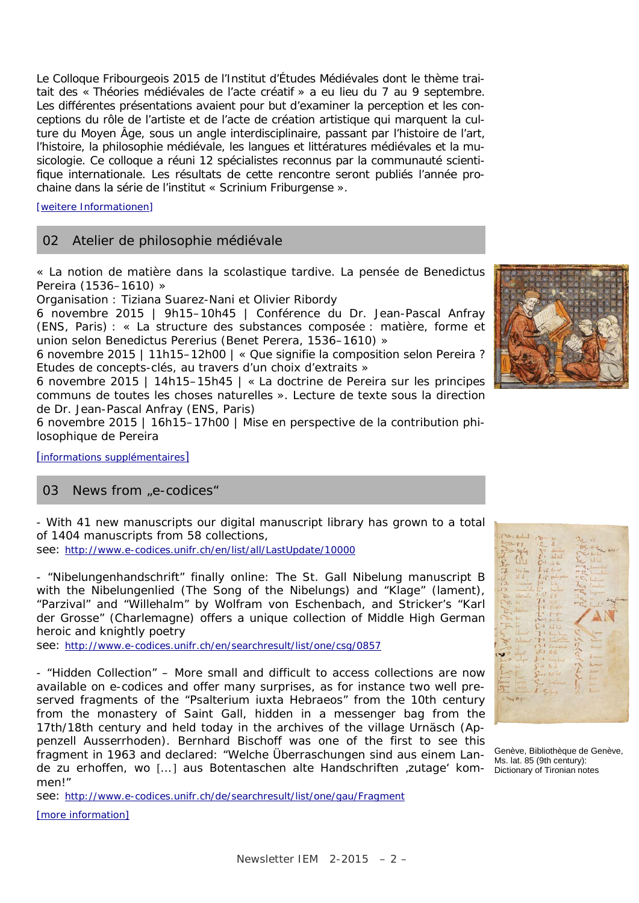Le Colloque Fribourgeois 2015 de l'Institut d'Études Médiévales dont le thème traitait des « Théories médiévales de l'acte créatif » a eu lieu du 7 au 9 septembre. Les différentes présentations avaient pour but d'examiner la perception et les conceptions du rôle de l'artiste et de l'acte de création artistique qui marquent la culture du Moyen Âge, sous un angle interdisciplinaire, passant par l'histoire de l'art, l'histoire, la philosophie médiévale, les langues et littératures médiévales et la musicologie. Ce colloque a réuni 12 spécialistes reconnus par la communauté scientifique internationale. Les résultats de cette rencontre seront publiés l'année prochaine dans la série de l'institut « Scrinium Friburgense ».

[weitere Informationen]

## 02 Atelier de philosophie médiévale

« La notion de matière dans la scolastique tardive. La pensée de Benedictus Pereira (1536–1610) »
Organisation : Tiziana Suarez-Nani et Olivier Ribordy
6 novembre 2015 | 9h15–10h45 | Conférence du Dr. Jean-Pascal Anfray (ENS, Paris) : « La structure des substances composée : matière, forme et union selon Benedictus Pererius (Benet Perera, 1536–1610) »
6 novembre 2015 | 11h15–12h00 | « Que signifie la composition selon Pereira ? Etudes de concepts-clés, au travers d'un choix d'extraits »
6 novembre 2015 | 14h15–15h45 | « La doctrine de Pereira sur les principes communs de toutes les choses naturelles ». Lecture de texte sous la direction de Dr. Jean-Pascal Anfray (ENS, Paris)
6 novembre 2015 | 16h15–17h00 | Mise en perspective de la contribution philosophique de Pereira

[informations supplémentaires]

## 03 News from „e-codices"

- With 41 new manuscripts our digital manuscript library has grown to a total of 1404 manuscripts from 58 collections,
see: http://www.e-codices.unifr.ch/en/list/all/LastUpdate/10000

- "Nibelungenhandschrift" finally online: The St. Gall Nibelung manuscript B with the Nibelungenlied (The Song of the Nibelungs) and "Klage" (lament), "Parzival" and "Willehalm" by Wolfram von Eschenbach, and Stricker's "Karl der Grosse" (Charlemagne) offers a unique collection of Middle High German heroic and knightly poetry
see: http://www.e-codices.unifr.ch/en/searchresult/list/one/csg/0857

- "Hidden Collection" – More small and difficult to access collections are now available on e-codices and offer many surprises, as for instance two well preserved fragments of the "Psalterium iuxta Hebraeos" from the 10th century from the monastery of Saint Gall, hidden in a messenger bag from the 17th/18th century and held today in the archives of the village Urnäsch (Appenzell Ausserrhoden). Bernhard Bischoff was one of the first to see this fragment in 1963 and declared: "Welche Überraschungen sind aus einem Lande zu erhoffen, wo […] aus Botentaschen alte Handschriften ‚zutage' kommen!"
see: http://www.e-codices.unifr.ch/de/searchresult/list/one/gau/Fragment

[more information]

Genève, Bibliothèque de Genève, Ms. lat. 85 (9th century): Dictionary of Tironian notes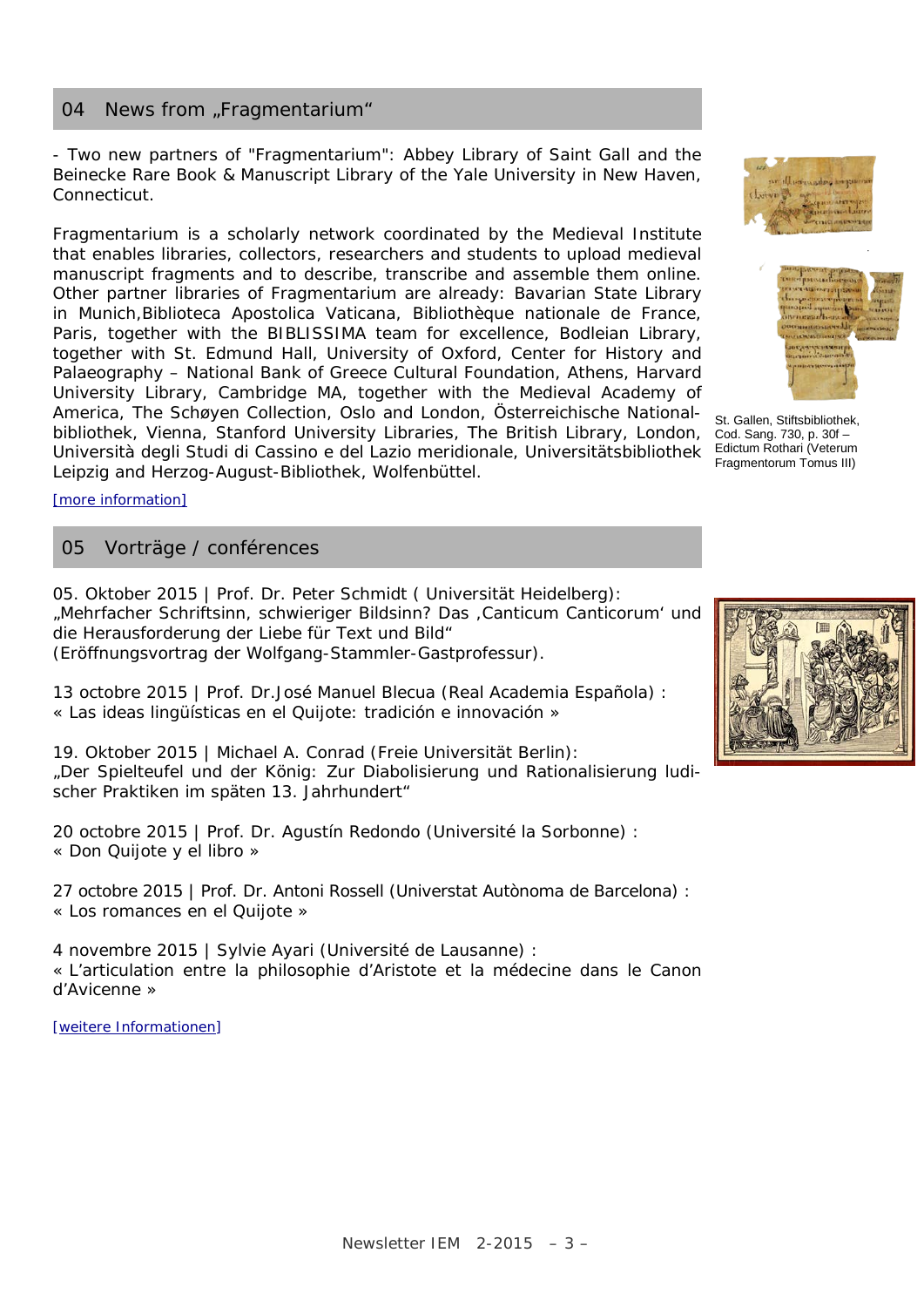## 04 News from „Fragmentarium“

- Two new partners of "Fragmentarium": Abbey Library of Saint Gall and the Beinecke Rare Book & Manuscript Library of the Yale University in New Haven, Connecticut.

Fragmentarium is a scholarly network coordinated by the Medieval Institute that enables libraries, collectors, researchers and students to upload medieval manuscript fragments and to describe, transcribe and assemble them online. Other partner libraries of Fragmentarium are already: Bavarian State Library in Munich,Biblioteca Apostolica Vaticana, Bibliothèque nationale de France, Paris, together with the BIBLISSIMA team for excellence, Bodleian Library, together with St. Edmund Hall, University of Oxford, Center for History and Palaeography – National Bank of Greece Cultural Foundation, Athens, Harvard University Library, Cambridge MA, together with the Medieval Academy of America, The Schøyen Collection, Oslo and London, Österreichische National-bibliothek, Vienna, Stanford University Libraries, The British Library, London, Università degli Studi di Cassino e del Lazio meridionale, Universitätsbibliothek Leipzig and Herzog-August-Bibliothek, Wolfenbüttel.

St. Gallen, Stiftsbibliothek, Cod. Sang. 730, p. 30f – Edictum Rothari (Veterum Fragmentorum Tomus III)

[more information]

## 05 Vorträge / conférences

05. Oktober 2015 | Prof. Dr. Peter Schmidt ( Universität Heidelberg):
„Mehrfacher Schriftsinn, schwieriger Bildsinn? Das ‚Canticum Canticorum' und die Herausforderung der Liebe für Text und Bild“
(Eröffnungsvortrag der Wolfgang-Stammler-Gastprofessur).

13 octobre 2015 | Prof. Dr.José Manuel Blecua (Real Academia Española) :
« Las ideas lingüísticas en el Quijote: tradición e innovación »

19. Oktober 2015 | Michael A. Conrad (Freie Universität Berlin):
„Der Spielteufel und der König: Zur Diabolisierung und Rationalisierung ludischer Praktiken im späten 13. Jahrhundert“

20 octobre 2015 | Prof. Dr. Agustín Redondo (Université la Sorbonne) :
« Don Quijote y el libro »

27 octobre 2015 | Prof. Dr. Antoni Rossell (Universtat Autònoma de Barcelona) :
« Los romances en el Quijote »

4 novembre 2015 | Sylvie Ayari (Université de Lausanne) :
« L'articulation entre la philosophie d'Aristote et la médecine dans le Canon d'Avicenne »

[weitere Informationen]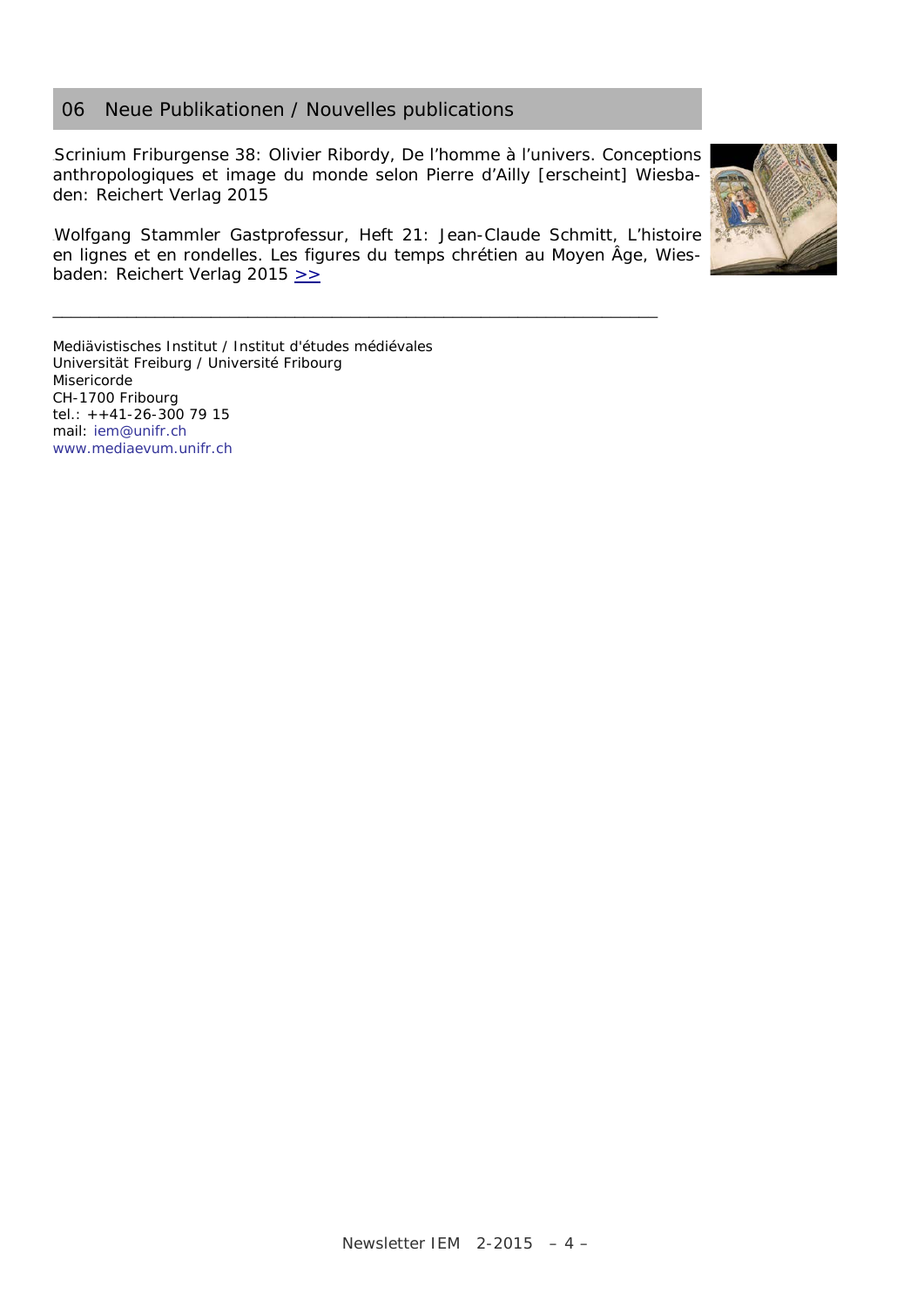## 06 Neue Publikationen / Nouvelles publications

Scrinium Friburgense 38: Olivier Ribordy, De l'homme à l'univers. Conceptions anthropologiques et image du monde selon Pierre d'Ailly [erscheint] Wiesbaden: Reichert Verlag 2015

Wolfgang Stammler Gastprofessur, Heft 21: Jean-Claude Schmitt, L'histoire en lignes et en rondelles. Les figures du temps chrétien au Moyen Âge, Wiesbaden: Reichert Verlag 2015 >>

---

Mediävistisches Institut / Institut d'études médiévales
Universität Freiburg / Université Fribourg
Misericorde
CH-1700 Fribourg
tel.: ++41-26-300 79 15
mail: iem@unifr.ch
www.mediaevum.unifr.ch